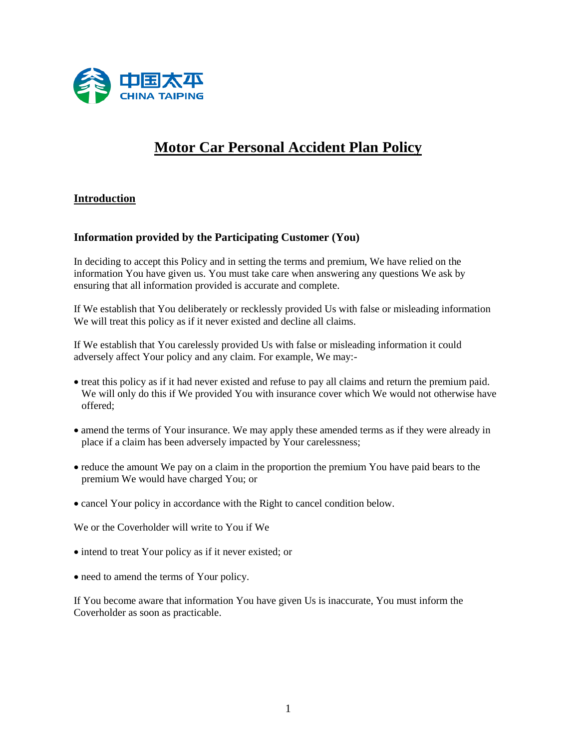# Motor Car Personal Accident Plan Policy

## Introduction

### Information provided by the Participating Customer (You)

In deciding to accept this Policy and in setting the terms and premium, We have relied on the information You have given us. You must take care when answering any questions We ask by ensuring that all information provided is accurate and complete.

If We establish that You deliberately or recklessly provided Us with false or misleading information We will treat this policy as if it never existed and decline all claims.

If We establish that You carelessly provided Us with false or misleading information it could adversely affect Your policy and any claim. For example, We may:-

- treat this policy as if it had never existed and refuse to pay all claims and return the premium paid. We will only do this if We provided You with insurance cover which We would not otherwise have offered;
- amend the terms of Your insurance. We may apply these amended terms as if they were already in place if a claim has been adversely impacted by Your carelessness;
- reduce the amount We pay on a claim in the proportion the premium You have paid bears to the premium We would have charged You; or
- cancel Your policy in accordance with the Right to cancel condition below.

We or the Coverholder will write to You if We

- intend to treat Your policy as if it never existed; or
- need to amend the terms of Your policy.

If You become aware that information You have given Us is inaccurate, You must inform the Coverholder as soon as practicable.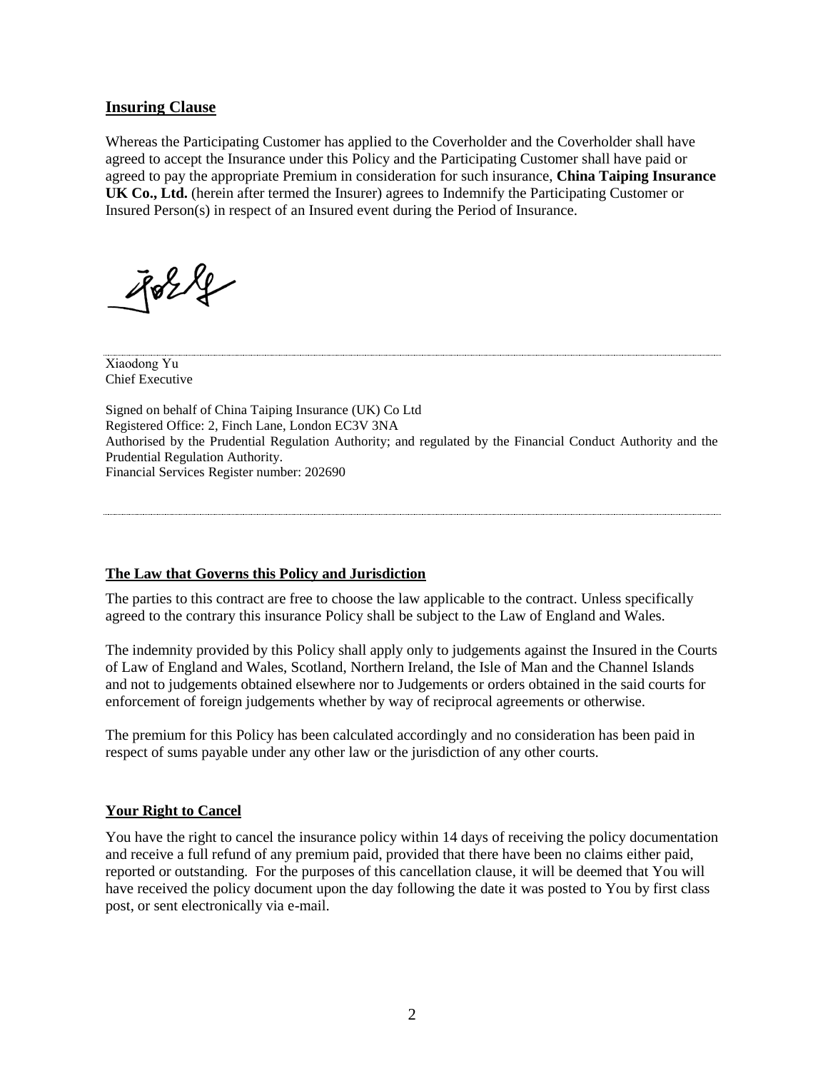## Insuring Clause

Whereas the Participating Customer has applied to the Coverholder and the Coverholder shall have agreed to accept the Insurance under this Policy and the Participating Customer shall have paid or agreed to pay the appropriate Premium in consideration for such insurance, **China Taiping Insurance UK Co., Ltd.** (herein after termed the Insurer) agrees to Indemnify the Participating Customer or Insured Person(s) in respect of an Insured event during the Period of Insurance.

Xiaodong Yu
Chief Executive

Signed on behalf of China Taiping Insurance (UK) Co Ltd
Registered Office: 2, Finch Lane, London EC3V 3NA
Authorised by the Prudential Regulation Authority; and regulated by the Financial Conduct Authority and the Prudential Regulation Authority.
Financial Services Register number: 202690

## The Law that Governs this Policy and Jurisdiction

The parties to this contract are free to choose the law applicable to the contract. Unless specifically agreed to the contrary this insurance Policy shall be subject to the Law of England and Wales.

The indemnity provided by this Policy shall apply only to judgements against the Insured in the Courts of Law of England and Wales, Scotland, Northern Ireland, the Isle of Man and the Channel Islands and not to judgements obtained elsewhere nor to Judgements or orders obtained in the said courts for enforcement of foreign judgements whether by way of reciprocal agreements or otherwise.

The premium for this Policy has been calculated accordingly and no consideration has been paid in respect of sums payable under any other law or the jurisdiction of any other courts.

## Your Right to Cancel

You have the right to cancel the insurance policy within 14 days of receiving the policy documentation and receive a full refund of any premium paid, provided that there have been no claims either paid, reported or outstanding. For the purposes of this cancellation clause, it will be deemed that You will have received the policy document upon the day following the date it was posted to You by first class post, or sent electronically via e-mail.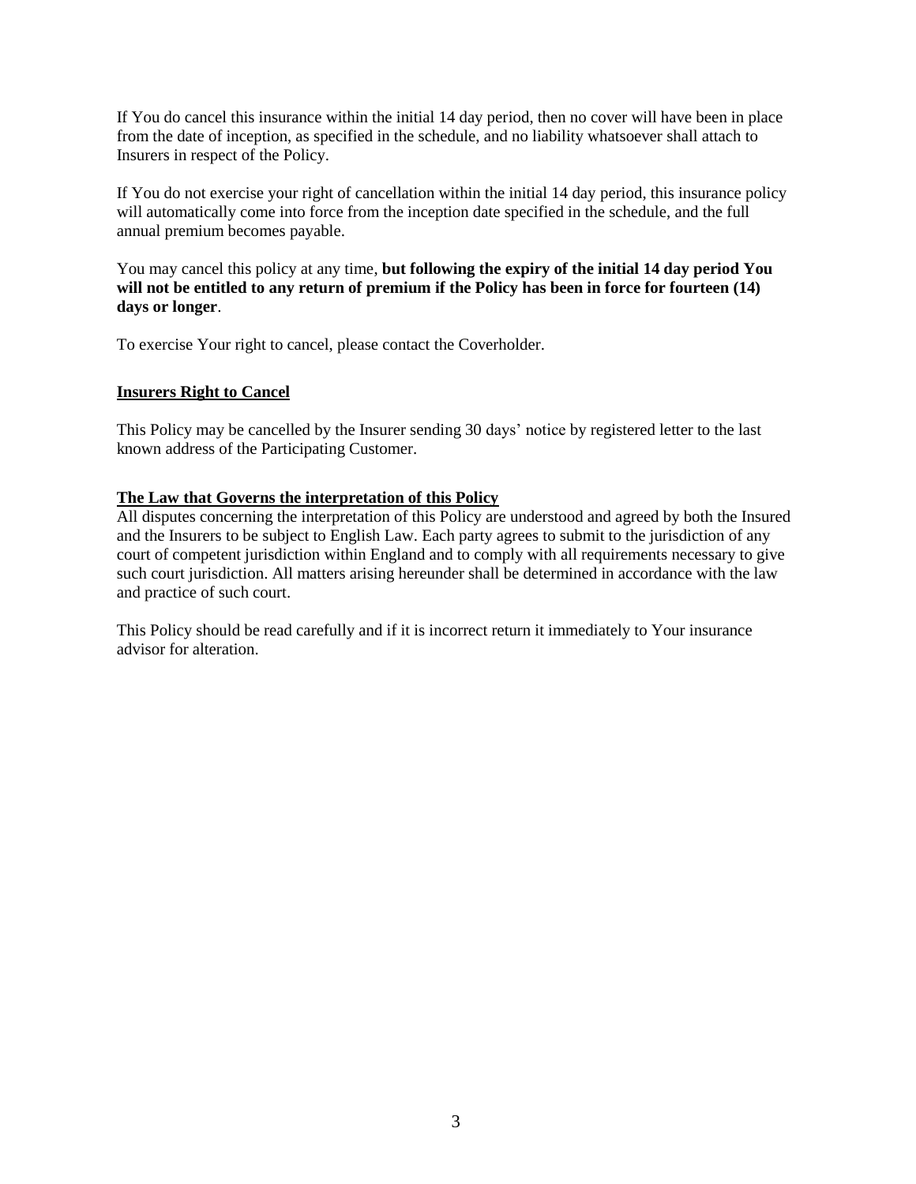If You do cancel this insurance within the initial 14 day period, then no cover will have been in place from the date of inception, as specified in the schedule, and no liability whatsoever shall attach to Insurers in respect of the Policy.

If You do not exercise your right of cancellation within the initial 14 day period, this insurance policy will automatically come into force from the inception date specified in the schedule, and the full annual premium becomes payable.

You may cancel this policy at any time, **but following the expiry of the initial 14 day period You will not be entitled to any return of premium if the Policy has been in force for fourteen (14) days or longer**.

To exercise Your right to cancel, please contact the Coverholder.

## Insurers Right to Cancel

This Policy may be cancelled by the Insurer sending 30 days' notice by registered letter to the last known address of the Participating Customer.

## The Law that Governs the interpretation of this Policy

All disputes concerning the interpretation of this Policy are understood and agreed by both the Insured and the Insurers to be subject to English Law. Each party agrees to submit to the jurisdiction of any court of competent jurisdiction within England and to comply with all requirements necessary to give such court jurisdiction. All matters arising hereunder shall be determined in accordance with the law and practice of such court.

This Policy should be read carefully and if it is incorrect return it immediately to Your insurance advisor for alteration.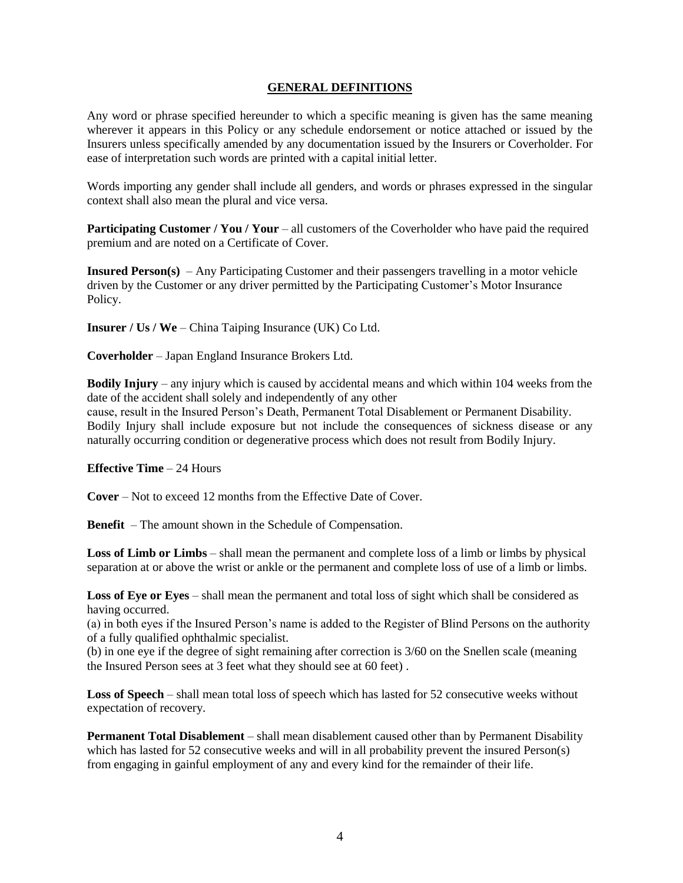## GENERAL DEFINITIONS

Any word or phrase specified hereunder to which a specific meaning is given has the same meaning wherever it appears in this Policy or any schedule endorsement or notice attached or issued by the Insurers unless specifically amended by any documentation issued by the Insurers or Coverholder. For ease of interpretation such words are printed with a capital initial letter.

Words importing any gender shall include all genders, and words or phrases expressed in the singular context shall also mean the plural and vice versa.

**Participating Customer / You / Your** – all customers of the Coverholder who have paid the required premium and are noted on a Certificate of Cover.

**Insured Person(s)** – Any Participating Customer and their passengers travelling in a motor vehicle driven by the Customer or any driver permitted by the Participating Customer's Motor Insurance Policy.

**Insurer / Us / We** – China Taiping Insurance (UK) Co Ltd.

**Coverholder** – Japan England Insurance Brokers Ltd.

**Bodily Injury** – any injury which is caused by accidental means and which within 104 weeks from the date of the accident shall solely and independently of any other cause, result in the Insured Person's Death, Permanent Total Disablement or Permanent Disability. Bodily Injury shall include exposure but not include the consequences of sickness disease or any naturally occurring condition or degenerative process which does not result from Bodily Injury.

**Effective Time** – 24 Hours

**Cover** – Not to exceed 12 months from the Effective Date of Cover.

**Benefit** – The amount shown in the Schedule of Compensation.

**Loss of Limb or Limbs** – shall mean the permanent and complete loss of a limb or limbs by physical separation at or above the wrist or ankle or the permanent and complete loss of use of a limb or limbs.

**Loss of Eye or Eyes** – shall mean the permanent and total loss of sight which shall be considered as having occurred.

(a) in both eyes if the Insured Person's name is added to the Register of Blind Persons on the authority of a fully qualified ophthalmic specialist.

(b) in one eye if the degree of sight remaining after correction is 3/60 on the Snellen scale (meaning the Insured Person sees at 3 feet what they should see at 60 feet) .

**Loss of Speech** – shall mean total loss of speech which has lasted for 52 consecutive weeks without expectation of recovery.

**Permanent Total Disablement** – shall mean disablement caused other than by Permanent Disability which has lasted for 52 consecutive weeks and will in all probability prevent the insured Person(s) from engaging in gainful employment of any and every kind for the remainder of their life.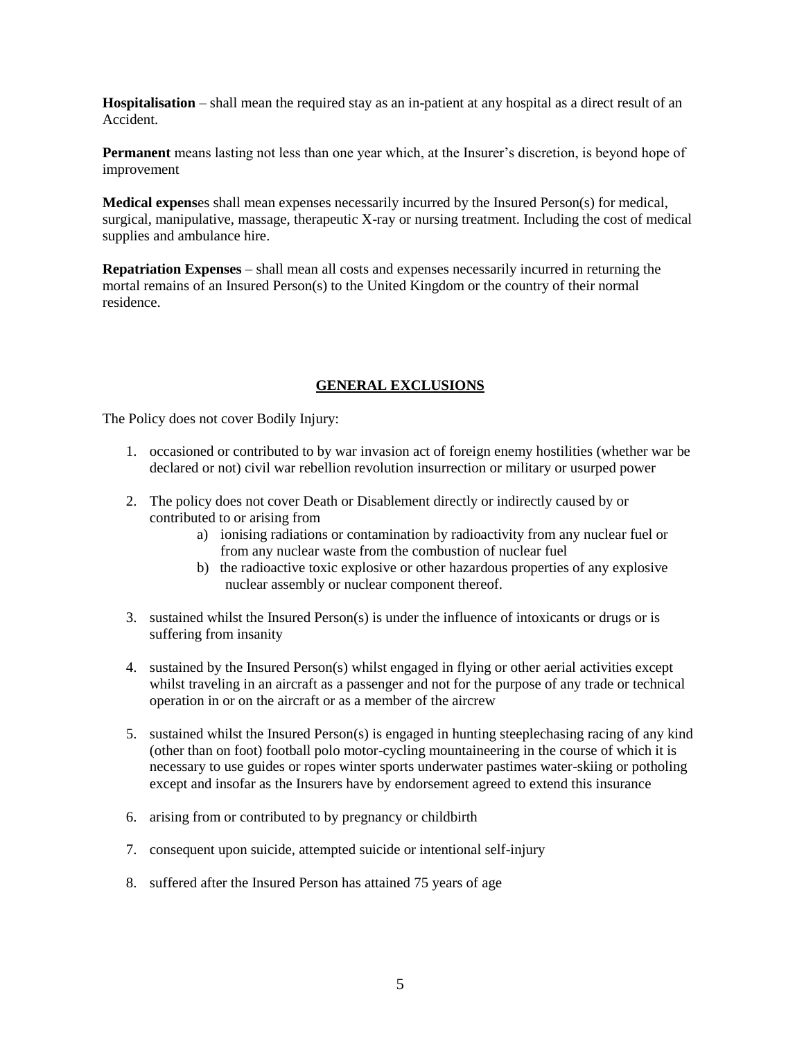**Hospitalisation** – shall mean the required stay as an in-patient at any hospital as a direct result of an Accident.

**Permanent** means lasting not less than one year which, at the Insurer's discretion, is beyond hope of improvement

**Medical expens**es shall mean expenses necessarily incurred by the Insured Person(s) for medical, surgical, manipulative, massage, therapeutic X-ray or nursing treatment. Including the cost of medical supplies and ambulance hire.

**Repatriation Expenses** – shall mean all costs and expenses necessarily incurred in returning the mortal remains of an Insured Person(s) to the United Kingdom or the country of their normal residence.

## GENERAL EXCLUSIONS

The Policy does not cover Bodily Injury:

1. occasioned or contributed to by war invasion act of foreign enemy hostilities (whether war be declared or not) civil war rebellion revolution insurrection or military or usurped power
2. The policy does not cover Death or Disablement directly or indirectly caused by or contributed to or arising from
   a) ionising radiations or contamination by radioactivity from any nuclear fuel or from any nuclear waste from the combustion of nuclear fuel
   b) the radioactive toxic explosive or other hazardous properties of any explosive nuclear assembly or nuclear component thereof.
3. sustained whilst the Insured Person(s) is under the influence of intoxicants or drugs or is suffering from insanity
4. sustained by the Insured Person(s) whilst engaged in flying or other aerial activities except whilst traveling in an aircraft as a passenger and not for the purpose of any trade or technical operation in or on the aircraft or as a member of the aircrew
5. sustained whilst the Insured Person(s) is engaged in hunting steeplechasing racing of any kind (other than on foot) football polo motor-cycling mountaineering in the course of which it is necessary to use guides or ropes winter sports underwater pastimes water-skiing or potholing except and insofar as the Insurers have by endorsement agreed to extend this insurance
6. arising from or contributed to by pregnancy or childbirth
7. consequent upon suicide, attempted suicide or intentional self-injury
8. suffered after the Insured Person has attained 75 years of age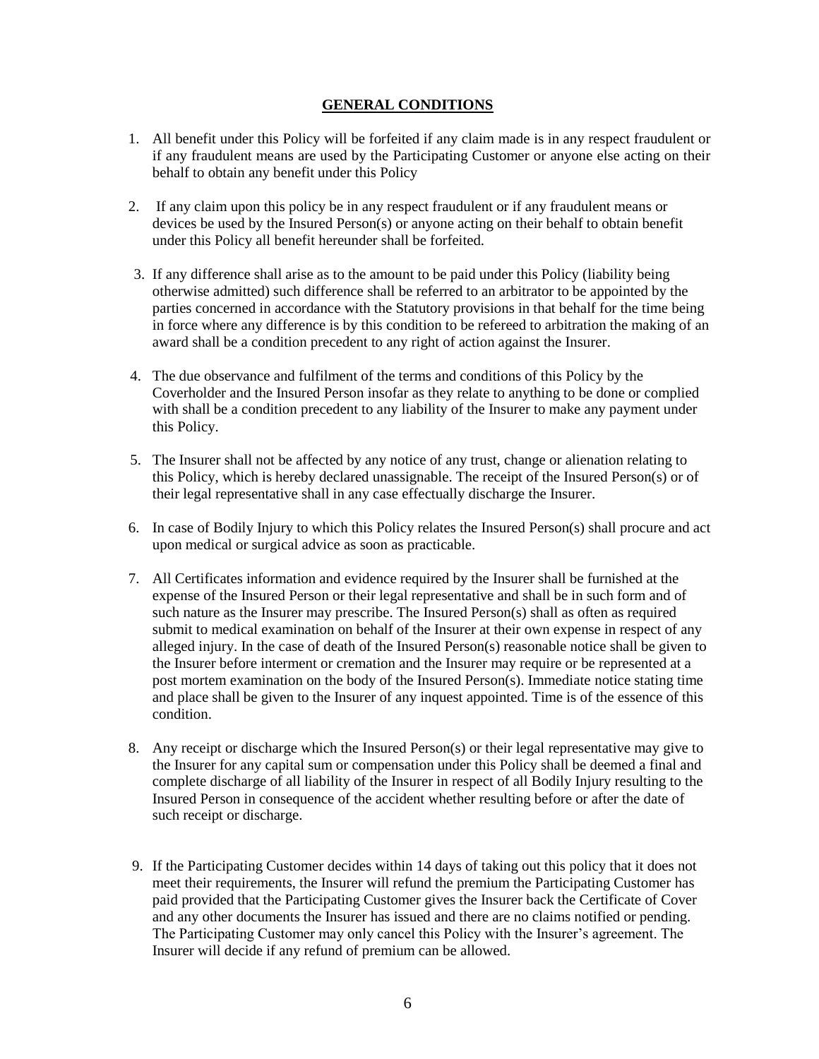## GENERAL CONDITIONS

1. All benefit under this Policy will be forfeited if any claim made is in any respect fraudulent or if any fraudulent means are used by the Participating Customer or anyone else acting on their behalf to obtain any benefit under this Policy

2. If any claim upon this policy be in any respect fraudulent or if any fraudulent means or devices be used by the Insured Person(s) or anyone acting on their behalf to obtain benefit under this Policy all benefit hereunder shall be forfeited.

3. If any difference shall arise as to the amount to be paid under this Policy (liability being otherwise admitted) such difference shall be referred to an arbitrator to be appointed by the parties concerned in accordance with the Statutory provisions in that behalf for the time being in force where any difference is by this condition to be refereed to arbitration the making of an award shall be a condition precedent to any right of action against the Insurer.

4. The due observance and fulfilment of the terms and conditions of this Policy by the Coverholder and the Insured Person insofar as they relate to anything to be done or complied with shall be a condition precedent to any liability of the Insurer to make any payment under this Policy.

5. The Insurer shall not be affected by any notice of any trust, change or alienation relating to this Policy, which is hereby declared unassignable. The receipt of the Insured Person(s) or of their legal representative shall in any case effectually discharge the Insurer.

6. In case of Bodily Injury to which this Policy relates the Insured Person(s) shall procure and act upon medical or surgical advice as soon as practicable.

7. All Certificates information and evidence required by the Insurer shall be furnished at the expense of the Insured Person or their legal representative and shall be in such form and of such nature as the Insurer may prescribe. The Insured Person(s) shall as often as required submit to medical examination on behalf of the Insurer at their own expense in respect of any alleged injury. In the case of death of the Insured Person(s) reasonable notice shall be given to the Insurer before interment or cremation and the Insurer may require or be represented at a post mortem examination on the body of the Insured Person(s). Immediate notice stating time and place shall be given to the Insurer of any inquest appointed. Time is of the essence of this condition.

8. Any receipt or discharge which the Insured Person(s) or their legal representative may give to the Insurer for any capital sum or compensation under this Policy shall be deemed a final and complete discharge of all liability of the Insurer in respect of all Bodily Injury resulting to the Insured Person in consequence of the accident whether resulting before or after the date of such receipt or discharge.

9. If the Participating Customer decides within 14 days of taking out this policy that it does not meet their requirements, the Insurer will refund the premium the Participating Customer has paid provided that the Participating Customer gives the Insurer back the Certificate of Cover and any other documents the Insurer has issued and there are no claims notified or pending. The Participating Customer may only cancel this Policy with the Insurer's agreement. The Insurer will decide if any refund of premium can be allowed.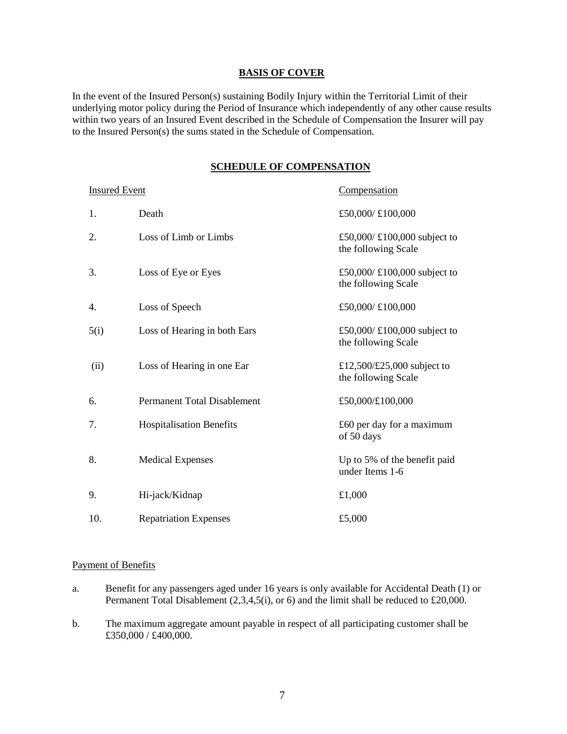## BASIS OF COVER

In the event of the Insured Person(s) sustaining Bodily Injury within the Territorial Limit of their underlying motor policy during the Period of Insurance which independently of any other cause results within two years of an Insured Event described in the Schedule of Compensation the Insurer will pay to the Insured Person(s) the sums stated in the Schedule of Compensation.

## SCHEDULE OF COMPENSATION

| Insured Event | | Compensation |
|---|---|---|
| 1. | Death | £50,000/ £100,000 |
| 2. | Loss of Limb or Limbs | £50,000/ £100,000 subject to the following Scale |
| 3. | Loss of Eye or Eyes | £50,000/ £100,000 subject to the following Scale |
| 4. | Loss of Speech | £50,000/ £100,000 |
| 5(i) | Loss of Hearing in both Ears | £50,000/ £100,000 subject to the following Scale |
| (ii) | Loss of Hearing in one Ear | £12,500/£25,000 subject to the following Scale |
| 6. | Permanent Total Disablement | £50,000/£100,000 |
| 7. | Hospitalisation Benefits | £60 per day for a maximum of 50 days |
| 8. | Medical Expenses | Up to 5% of the benefit paid under Items 1-6 |
| 9. | Hi-jack/Kidnap | £1,000 |
| 10. | Repatriation Expenses | £5,000 |

Payment of Benefits

a. Benefit for any passengers aged under 16 years is only available for Accidental Death (1) or Permanent Total Disablement (2,3,4,5(i), or 6) and the limit shall be reduced to £20,000.

b. The maximum aggregate amount payable in respect of all participating customer shall be £350,000 / £400,000.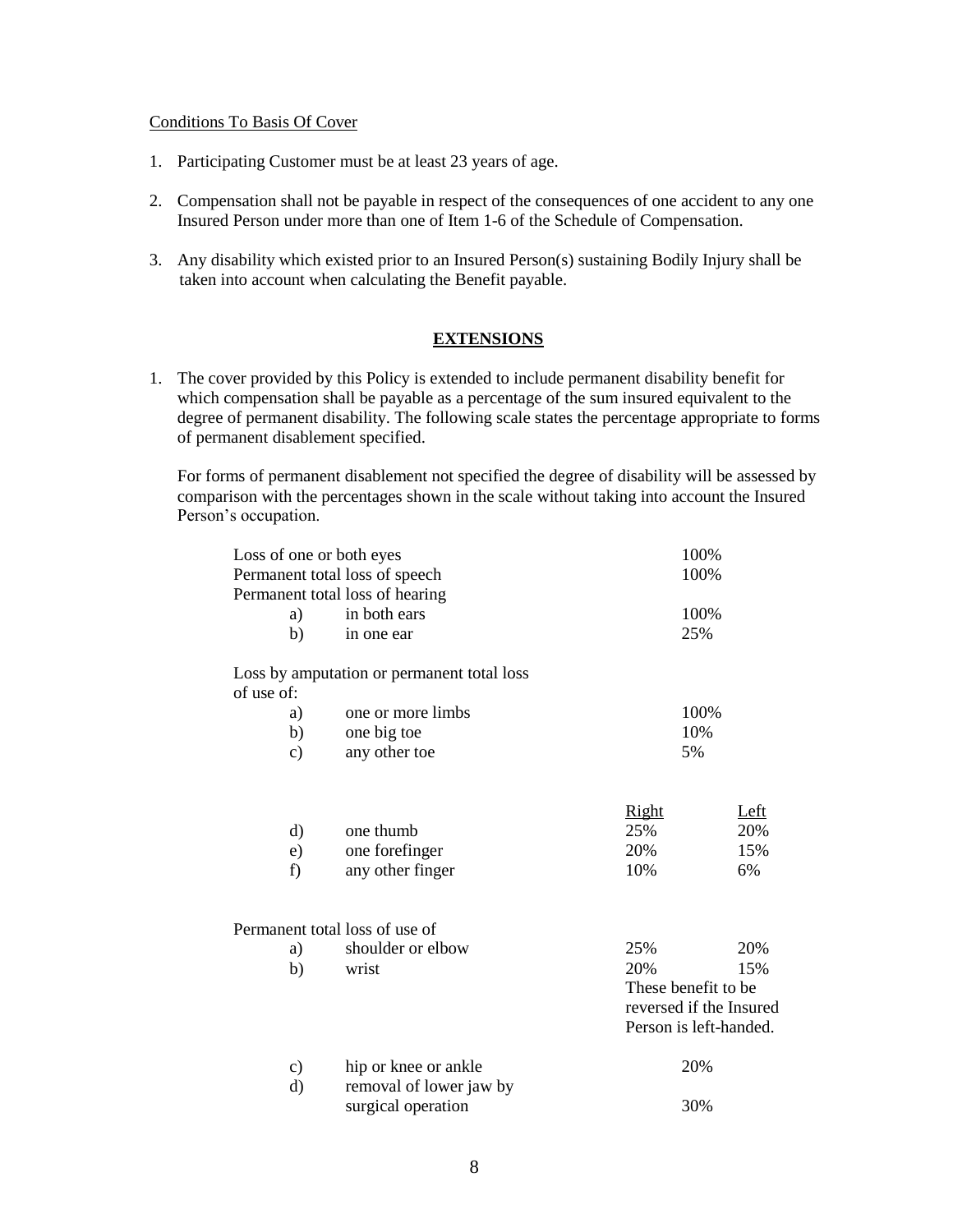Conditions To Basis Of Cover

1. Participating Customer must be at least 23 years of age.

2. Compensation shall not be payable in respect of the consequences of one accident to any one Insured Person under more than one of Item 1-6 of the Schedule of Compensation.

3. Any disability which existed prior to an Insured Person(s) sustaining Bodily Injury shall be taken into account when calculating the Benefit payable.

## EXTENSIONS

1. The cover provided by this Policy is extended to include permanent disability benefit for which compensation shall be payable as a percentage of the sum insured equivalent to the degree of permanent disability. The following scale states the percentage appropriate to forms of permanent disablement specified.

   For forms of permanent disablement not specified the degree of disability will be assessed by comparison with the percentages shown in the scale without taking into account the Insured Person's occupation.

| | | |
|---|---|---|
| Loss of one or both eyes | 100% | |
| Permanent total loss of speech | 100% | |
| Permanent total loss of hearing | | |
| a) in both ears | 100% | |
| b) in one ear | 25% | |
| Loss by amputation or permanent total loss of use of: | | |
| a) one or more limbs | 100% | |
| b) one big toe | 10% | |
| c) any other toe | 5% | |
| | Right | Left |
| d) one thumb | 25% | 20% |
| e) one forefinger | 20% | 15% |
| f) any other finger | 10% | 6% |
| Permanent total loss of use of | | |
| a) shoulder or elbow | 25% | 20% |
| b) wrist | 20% | 15% |
| | These benefit to be reversed if the Insured Person is left-handed. | |
| c) hip or knee or ankle | 20% | |
| d) removal of lower jaw by surgical operation | 30% | |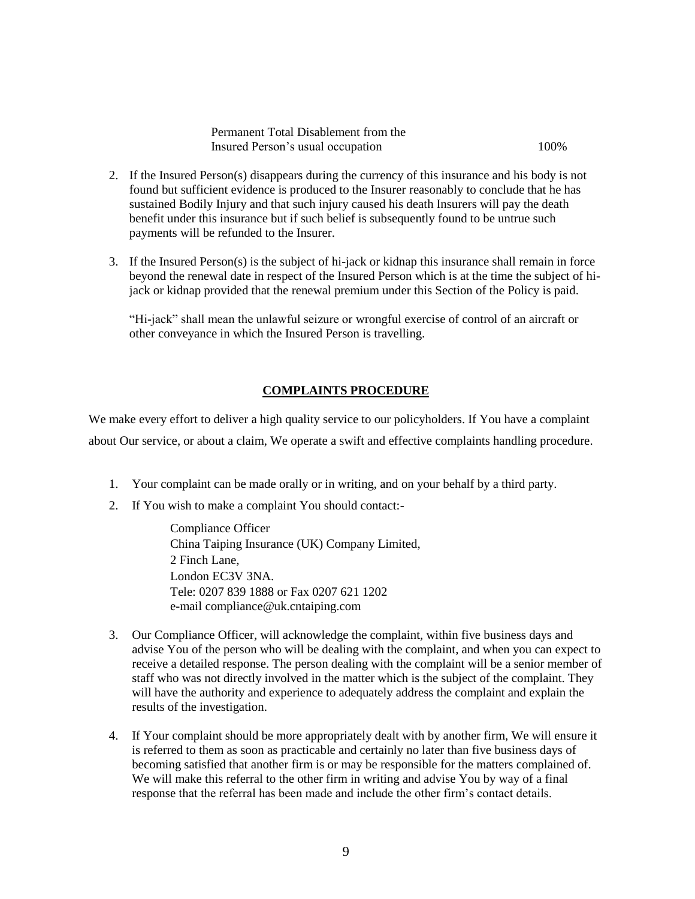| | |
|---|---|
| Permanent Total Disablement from the Insured Person's usual occupation | 100% |

2. If the Insured Person(s) disappears during the currency of this insurance and his body is not found but sufficient evidence is produced to the Insurer reasonably to conclude that he has sustained Bodily Injury and that such injury caused his death Insurers will pay the death benefit under this insurance but if such belief is subsequently found to be untrue such payments will be refunded to the Insurer.

3. If the Insured Person(s) is the subject of hi-jack or kidnap this insurance shall remain in force beyond the renewal date in respect of the Insured Person which is at the time the subject of hi-jack or kidnap provided that the renewal premium under this Section of the Policy is paid.

   "Hi-jack" shall mean the unlawful seizure or wrongful exercise of control of an aircraft or other conveyance in which the Insured Person is travelling.

## COMPLAINTS PROCEDURE

We make every effort to deliver a high quality service to our policyholders. If You have a complaint about Our service, or about a claim, We operate a swift and effective complaints handling procedure.

1. Your complaint can be made orally or in writing, and on your behalf by a third party.
2. If You wish to make a complaint You should contact:-

   Compliance Officer
   China Taiping Insurance (UK) Company Limited,
   2 Finch Lane,
   London EC3V 3NA.
   Tele: 0207 839 1888 or Fax 0207 621 1202
   e-mail compliance@uk.cntaiping.com

3. Our Compliance Officer, will acknowledge the complaint, within five business days and advise You of the person who will be dealing with the complaint, and when you can expect to receive a detailed response. The person dealing with the complaint will be a senior member of staff who was not directly involved in the matter which is the subject of the complaint. They will have the authority and experience to adequately address the complaint and explain the results of the investigation.

4. If Your complaint should be more appropriately dealt with by another firm, We will ensure it is referred to them as soon as practicable and certainly no later than five business days of becoming satisfied that another firm is or may be responsible for the matters complained of. We will make this referral to the other firm in writing and advise You by way of a final response that the referral has been made and include the other firm's contact details.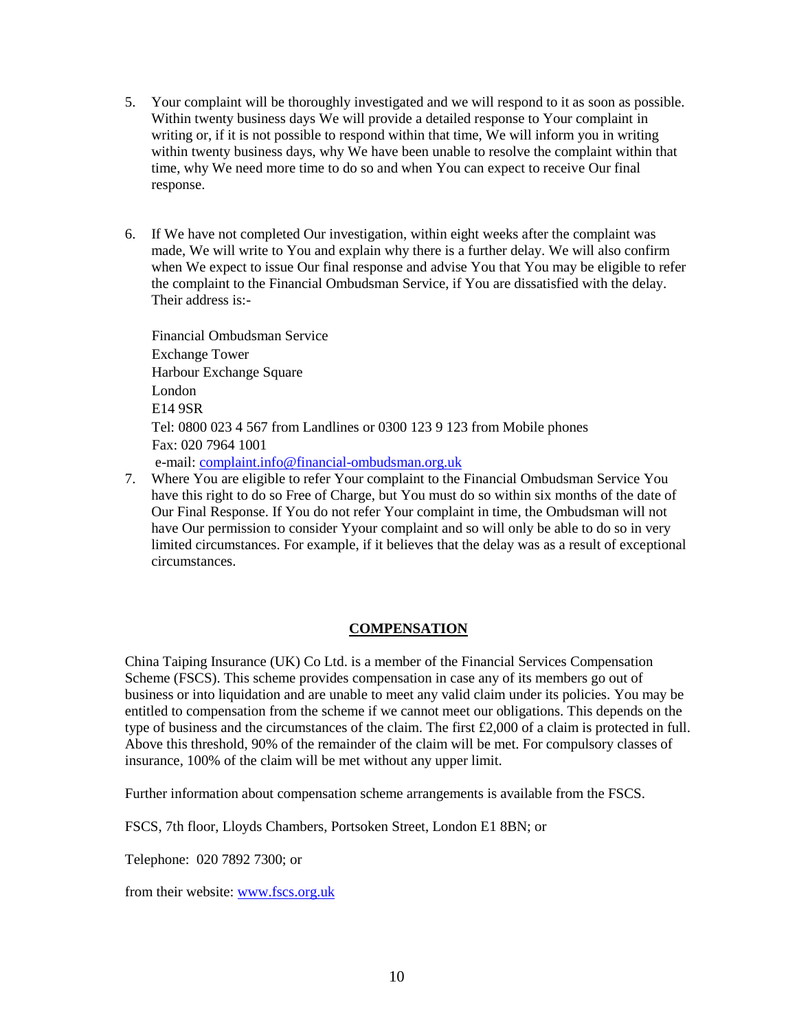5. Your complaint will be thoroughly investigated and we will respond to it as soon as possible. Within twenty business days We will provide a detailed response to Your complaint in writing or, if it is not possible to respond within that time, We will inform you in writing within twenty business days, why We have been unable to resolve the complaint within that time, why We need more time to do so and when You can expect to receive Our final response.

6. If We have not completed Our investigation, within eight weeks after the complaint was made, We will write to You and explain why there is a further delay. We will also confirm when We expect to issue Our final response and advise You that You may be eligible to refer the complaint to the Financial Ombudsman Service, if You are dissatisfied with the delay. Their address is:-

   Financial Ombudsman Service
   Exchange Tower
   Harbour Exchange Square
   London
   E14 9SR
   Tel: 0800 023 4 567 from Landlines or 0300 123 9 123 from Mobile phones
   Fax: 020 7964 1001
   e-mail: complaint.info@financial-ombudsman.org.uk

7. Where You are eligible to refer Your complaint to the Financial Ombudsman Service You have this right to do so Free of Charge, but You must do so within six months of the date of Our Final Response. If You do not refer Your complaint in time, the Ombudsman will not have Our permission to consider Yyour complaint and so will only be able to do so in very limited circumstances. For example, if it believes that the delay was as a result of exceptional circumstances.

## COMPENSATION

China Taiping Insurance (UK) Co Ltd. is a member of the Financial Services Compensation Scheme (FSCS). This scheme provides compensation in case any of its members go out of business or into liquidation and are unable to meet any valid claim under its policies. You may be entitled to compensation from the scheme if we cannot meet our obligations. This depends on the type of business and the circumstances of the claim. The first £2,000 of a claim is protected in full. Above this threshold, 90% of the remainder of the claim will be met. For compulsory classes of insurance, 100% of the claim will be met without any upper limit.

Further information about compensation scheme arrangements is available from the FSCS.

FSCS, 7th floor, Lloyds Chambers, Portsoken Street, London E1 8BN; or

Telephone: 020 7892 7300; or

from their website: www.fscs.org.uk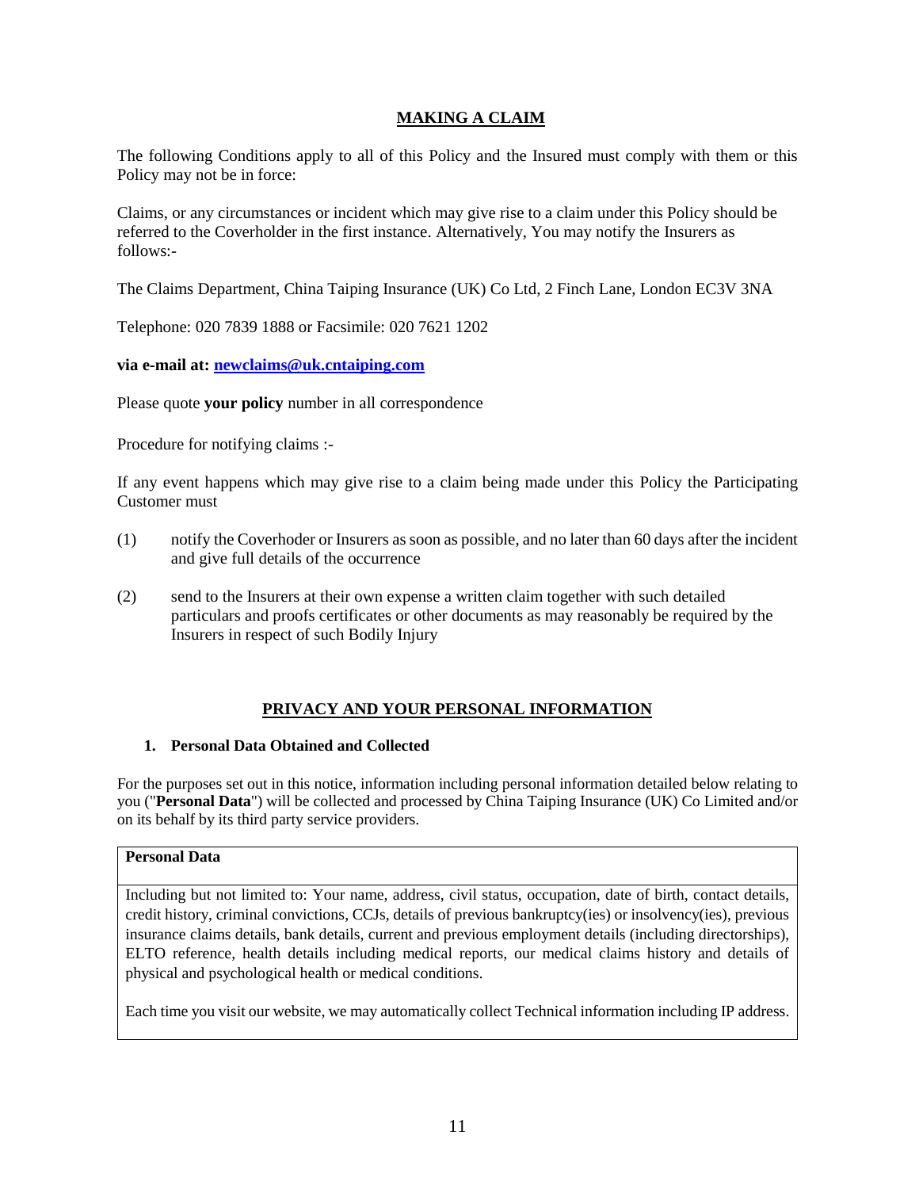## MAKING A CLAIM

The following Conditions apply to all of this Policy and the Insured must comply with them or this Policy may not be in force:

Claims, or any circumstances or incident which may give rise to a claim under this Policy should be referred to the Coverholder in the first instance. Alternatively, You may notify the Insurers as follows:-

The Claims Department, China Taiping Insurance (UK) Co Ltd, 2 Finch Lane, London EC3V 3NA

Telephone: 020 7839 1888 or Facsimile: 020 7621 1202

**via e-mail at: newclaims@uk.cntaiping.com**

Please quote **your policy** number in all correspondence

Procedure for notifying claims :-

If any event happens which may give rise to a claim being made under this Policy the Participating Customer must

(1) notify the Coverhoder or Insurers as soon as possible, and no later than 60 days after the incident and give full details of the occurrence

(2) send to the Insurers at their own expense a written claim together with such detailed particulars and proofs certificates or other documents as may reasonably be required by the Insurers in respect of such Bodily Injury

## PRIVACY AND YOUR PERSONAL INFORMATION

### 1. Personal Data Obtained and Collected

For the purposes set out in this notice, information including personal information detailed below relating to you ("**Personal Data**") will be collected and processed by China Taiping Insurance (UK) Co Limited and/or on its behalf by its third party service providers.

| **Personal Data** |
| --- |
| Including but not limited to: Your name, address, civil status, occupation, date of birth, contact details, credit history, criminal convictions, CCJs, details of previous bankruptcy(ies) or insolvency(ies), previous insurance claims details, bank details, current and previous employment details (including directorships), ELTO reference, health details including medical reports, our medical claims history and details of physical and psychological health or medical conditions.<br><br>Each time you visit our website, we may automatically collect Technical information including IP address. |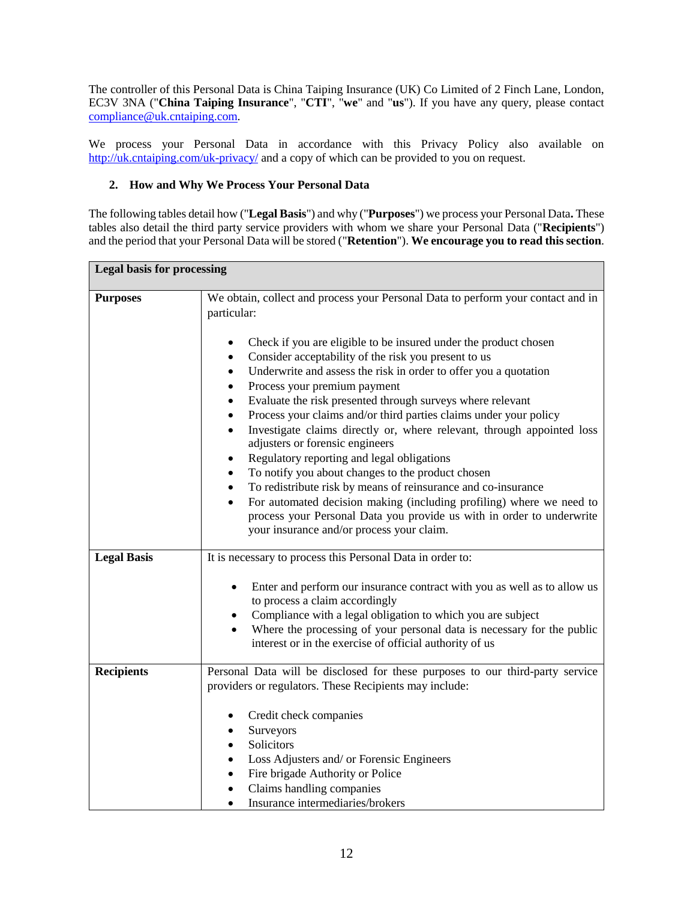The controller of this Personal Data is China Taiping Insurance (UK) Co Limited of 2 Finch Lane, London, EC3V 3NA ("**China Taiping Insurance**", "**CTI**", "**we**" and "**us**"). If you have any query, please contact compliance@uk.cntaiping.com.

We process your Personal Data in accordance with this Privacy Policy also available on http://uk.cntaiping.com/uk-privacy/ and a copy of which can be provided to you on request.

## 2. How and Why We Process Your Personal Data

The following tables detail how ("**Legal Basis**") and why ("**Purposes**") we process your Personal Data**.** These tables also detail the third party service providers with whom we share your Personal Data ("**Recipients**") and the period that your Personal Data will be stored ("**Retention**"). **We encourage you to read this section**.

| **Legal basis for processing** | |
|---|---|
| **Purposes** | We obtain, collect and process your Personal Data to perform your contact and in particular:<br><br>• Check if you are eligible to be insured under the product chosen<br>• Consider acceptability of the risk you present to us<br>• Underwrite and assess the risk in order to offer you a quotation<br>• Process your premium payment<br>• Evaluate the risk presented through surveys where relevant<br>• Process your claims and/or third parties claims under your policy<br>• Investigate claims directly or, where relevant, through appointed loss adjusters or forensic engineers<br>• Regulatory reporting and legal obligations<br>• To notify you about changes to the product chosen<br>• To redistribute risk by means of reinsurance and co-insurance<br>• For automated decision making (including profiling) where we need to process your Personal Data you provide us with in order to underwrite your insurance and/or process your claim. |
| **Legal Basis** | It is necessary to process this Personal Data in order to:<br><br>• Enter and perform our insurance contract with you as well as to allow us to process a claim accordingly<br>• Compliance with a legal obligation to which you are subject<br>• Where the processing of your personal data is necessary for the public interest or in the exercise of official authority of us |
| **Recipients** | Personal Data will be disclosed for these purposes to our third-party service providers or regulators. These Recipients may include:<br><br>• Credit check companies<br>• Surveyors<br>• Solicitors<br>• Loss Adjusters and/ or Forensic Engineers<br>• Fire brigade Authority or Police<br>• Claims handling companies<br>• Insurance intermediaries/brokers |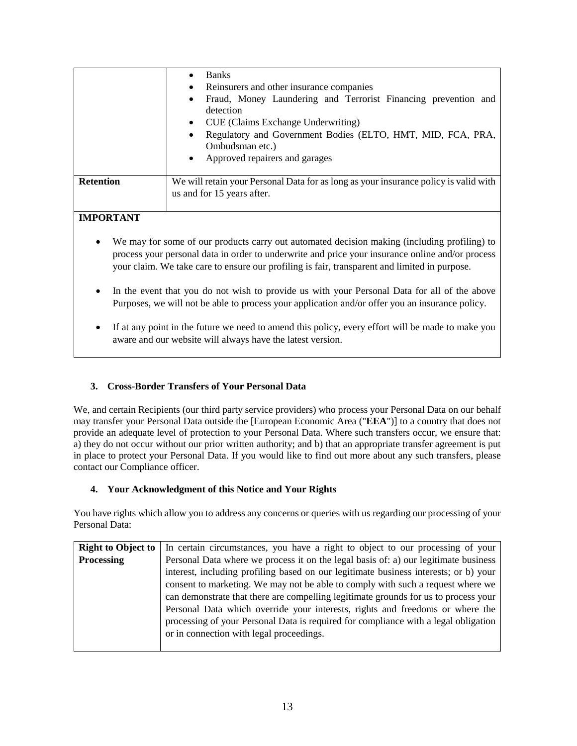| | |
|---|---|
| | • Banks<br>• Reinsurers and other insurance companies<br>• Fraud, Money Laundering and Terrorist Financing prevention and detection<br>• CUE (Claims Exchange Underwriting)<br>• Regulatory and Government Bodies (ELTO, HMT, MID, FCA, PRA, Ombudsman etc.)<br>• Approved repairers and garages |
| **Retention** | We will retain your Personal Data for as long as your insurance policy is valid with us and for 15 years after. |

**IMPORTANT**

- We may for some of our products carry out automated decision making (including profiling) to process your personal data in order to underwrite and price your insurance online and/or process your claim. We take care to ensure our profiling is fair, transparent and limited in purpose.
- In the event that you do not wish to provide us with your Personal Data for all of the above Purposes, we will not be able to process your application and/or offer you an insurance policy.
- If at any point in the future we need to amend this policy, every effort will be made to make you aware and our website will always have the latest version.

### 3. Cross-Border Transfers of Your Personal Data

We, and certain Recipients (our third party service providers) who process your Personal Data on our behalf may transfer your Personal Data outside the [European Economic Area ("**EEA**")] to a country that does not provide an adequate level of protection to your Personal Data. Where such transfers occur, we ensure that: a) they do not occur without our prior written authority; and b) that an appropriate transfer agreement is put in place to protect your Personal Data. If you would like to find out more about any such transfers, please contact our Compliance officer.

### 4. Your Acknowledgment of this Notice and Your Rights

You have rights which allow you to address any concerns or queries with us regarding our processing of your Personal Data:

| | |
|---|---|
| **Right to Object to Processing** | In certain circumstances, you have a right to object to our processing of your Personal Data where we process it on the legal basis of: a) our legitimate business interest, including profiling based on our legitimate business interests; or b) your consent to marketing. We may not be able to comply with such a request where we can demonstrate that there are compelling legitimate grounds for us to process your Personal Data which override your interests, rights and freedoms or where the processing of your Personal Data is required for compliance with a legal obligation or in connection with legal proceedings. |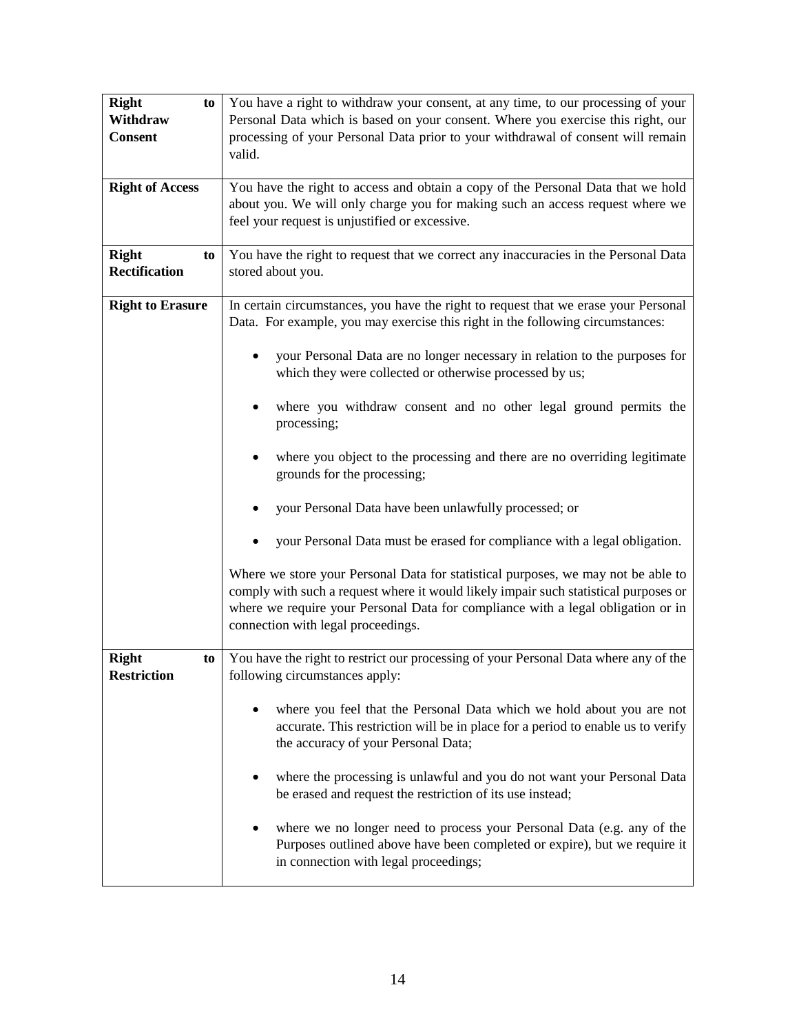| | |
|---|---|
| **Right to Withdraw Consent** | You have a right to withdraw your consent, at any time, to our processing of your Personal Data which is based on your consent. Where you exercise this right, our processing of your Personal Data prior to your withdrawal of consent will remain valid. |
| **Right of Access** | You have the right to access and obtain a copy of the Personal Data that we hold about you. We will only charge you for making such an access request where we feel your request is unjustified or excessive. |
| **Right to Rectification** | You have the right to request that we correct any inaccuracies in the Personal Data stored about you. |
| **Right to Erasure** | In certain circumstances, you have the right to request that we erase your Personal Data. For example, you may exercise this right in the following circumstances:<br><br>• your Personal Data are no longer necessary in relation to the purposes for which they were collected or otherwise processed by us;<br><br>• where you withdraw consent and no other legal ground permits the processing;<br><br>• where you object to the processing and there are no overriding legitimate grounds for the processing;<br><br>• your Personal Data have been unlawfully processed; or<br><br>• your Personal Data must be erased for compliance with a legal obligation.<br><br>Where we store your Personal Data for statistical purposes, we may not be able to comply with such a request where it would likely impair such statistical purposes or where we require your Personal Data for compliance with a legal obligation or in connection with legal proceedings. |
| **Right to Restriction** | You have the right to restrict our processing of your Personal Data where any of the following circumstances apply:<br><br>• where you feel that the Personal Data which we hold about you are not accurate. This restriction will be in place for a period to enable us to verify the accuracy of your Personal Data;<br><br>• where the processing is unlawful and you do not want your Personal Data be erased and request the restriction of its use instead;<br><br>• where we no longer need to process your Personal Data (e.g. any of the Purposes outlined above have been completed or expire), but we require it in connection with legal proceedings; |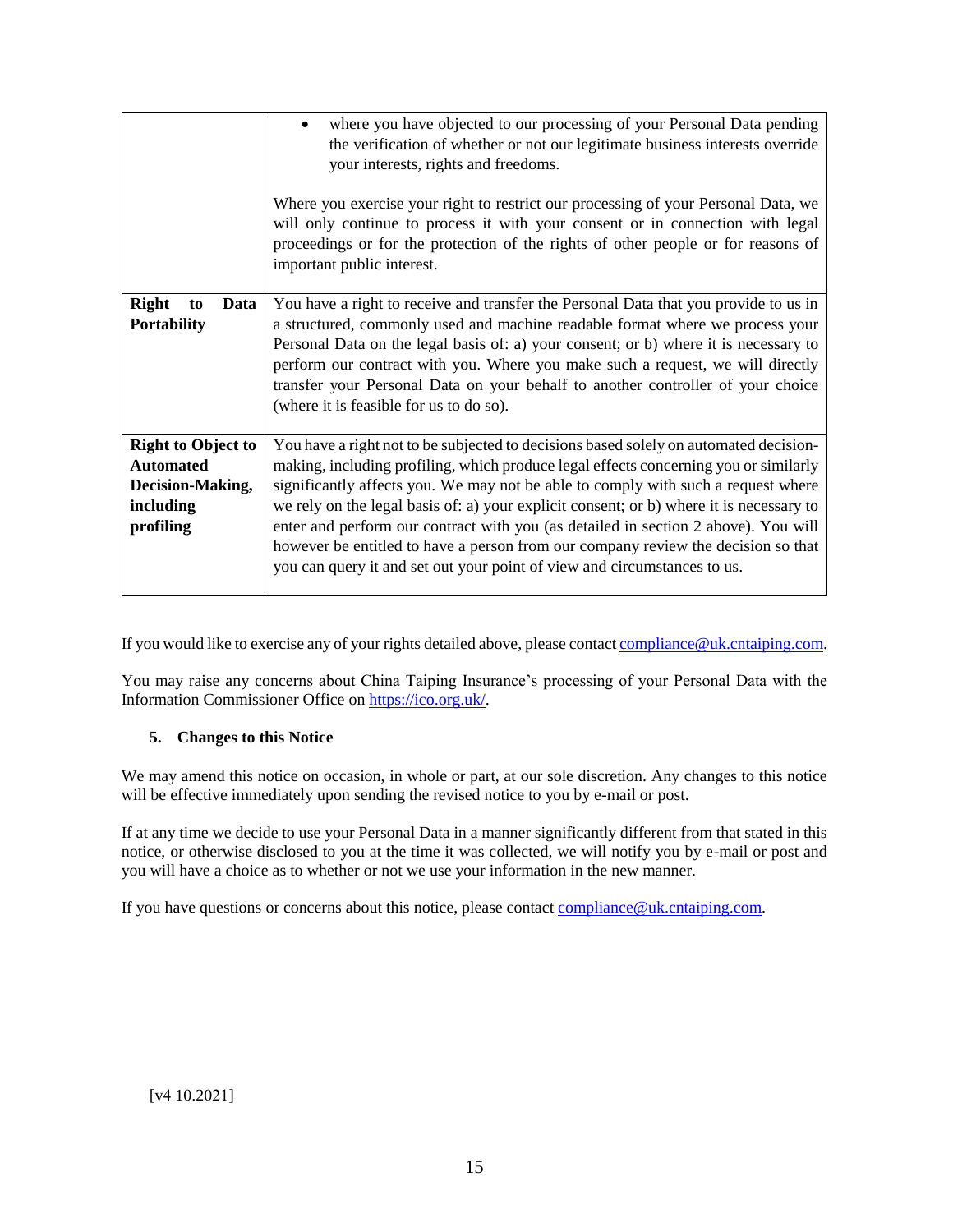| | |
|---|---|
| | • where you have objected to our processing of your Personal Data pending the verification of whether or not our legitimate business interests override your interests, rights and freedoms.<br><br>Where you exercise your right to restrict our processing of your Personal Data, we will only continue to process it with your consent or in connection with legal proceedings or for the protection of the rights of other people or for reasons of important public interest. |
| **Right to Data Portability** | You have a right to receive and transfer the Personal Data that you provide to us in a structured, commonly used and machine readable format where we process your Personal Data on the legal basis of: a) your consent; or b) where it is necessary to perform our contract with you. Where you make such a request, we will directly transfer your Personal Data on your behalf to another controller of your choice (where it is feasible for us to do so). |
| **Right to Object to Automated Decision-Making, including profiling** | You have a right not to be subjected to decisions based solely on automated decision-making, including profiling, which produce legal effects concerning you or similarly significantly affects you. We may not be able to comply with such a request where we rely on the legal basis of: a) your explicit consent; or b) where it is necessary to enter and perform our contract with you (as detailed in section 2 above). You will however be entitled to have a person from our company review the decision so that you can query it and set out your point of view and circumstances to us. |

If you would like to exercise any of your rights detailed above, please contact compliance@uk.cntaiping.com.

You may raise any concerns about China Taiping Insurance's processing of your Personal Data with the Information Commissioner Office on https://ico.org.uk/.

## 5. Changes to this Notice

We may amend this notice on occasion, in whole or part, at our sole discretion. Any changes to this notice will be effective immediately upon sending the revised notice to you by e-mail or post.

If at any time we decide to use your Personal Data in a manner significantly different from that stated in this notice, or otherwise disclosed to you at the time it was collected, we will notify you by e-mail or post and you will have a choice as to whether or not we use your information in the new manner.

If you have questions or concerns about this notice, please contact compliance@uk.cntaiping.com.

[v4 10.2021]